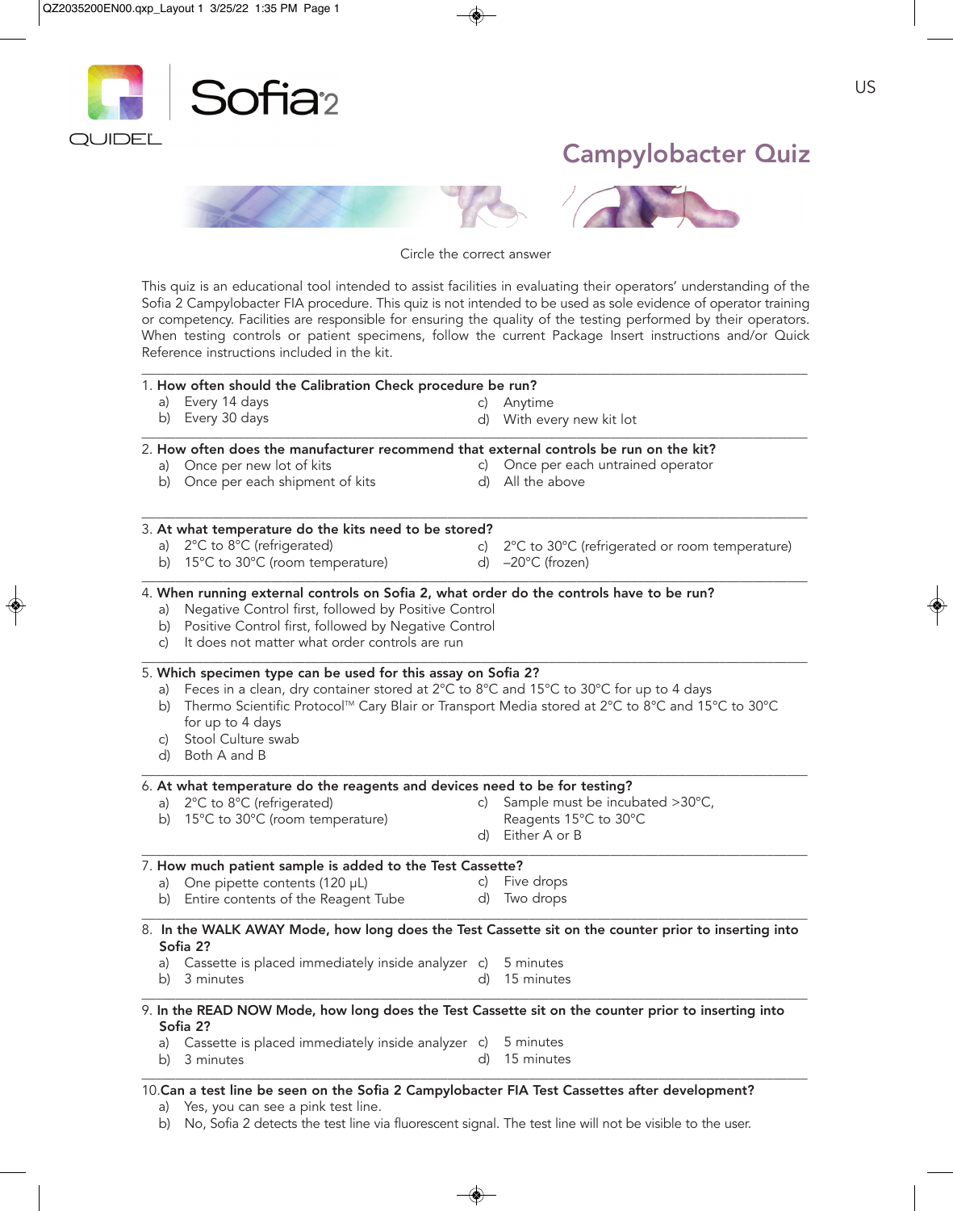Sofia 2

QUIDEL

US

# Campylobacter Quiz

Circle the correct answer

This quiz is an educational tool intended to assist facilities in evaluating their operators' understanding of the Sofia 2 Campylobacter FIA procedure. This quiz is not intended to be used as sole evidence of operator training or competency. Facilities are responsible for ensuring the quality of the testing performed by their operators. When testing controls or patient specimens, follow the current Package Insert instructions and/or Quick Reference instructions included in the kit.

---

1. **How often should the Calibration Check procedure be run?**
   - a) Every 14 days
   - b) Every 30 days
   - c) Anytime
   - d) With every new kit lot

---

2. **How often does the manufacturer recommend that external controls be run on the kit?**
   - a) Once per new lot of kits
   - b) Once per each shipment of kits
   - c) Once per each untrained operator
   - d) All the above

---

3. **At what temperature do the kits need to be stored?**
   - a) 2°C to 8°C (refrigerated)
   - b) 15°C to 30°C (room temperature)
   - c) 2°C to 30°C (refrigerated or room temperature)
   - d) –20°C (frozen)

---

4. **When running external controls on Sofia 2, what order do the controls have to be run?**
   - a) Negative Control first, followed by Positive Control
   - b) Positive Control first, followed by Negative Control
   - c) It does not matter what order controls are run

---

5. **Which specimen type can be used for this assay on Sofia 2?**
   - a) Feces in a clean, dry container stored at 2°C to 8°C and 15°C to 30°C for up to 4 days
   - b) Thermo Scientific Protocol™ Cary Blair or Transport Media stored at 2°C to 8°C and 15°C to 30°C for up to 4 days
   - c) Stool Culture swab
   - d) Both A and B

---

6. **At what temperature do the reagents and devices need to be for testing?**
   - a) 2°C to 8°C (refrigerated)
   - b) 15°C to 30°C (room temperature)
   - c) Sample must be incubated >30°C, Reagents 15°C to 30°C
   - d) Either A or B

---

7. **How much patient sample is added to the Test Cassette?**
   - a) One pipette contents (120 µL)
   - b) Entire contents of the Reagent Tube
   - c) Five drops
   - d) Two drops

---

8. **In the WALK AWAY Mode, how long does the Test Cassette sit on the counter prior to inserting into Sofia 2?**
   - a) Cassette is placed immediately inside analyzer
   - b) 3 minutes
   - c) 5 minutes
   - d) 15 minutes

---

9. **In the READ NOW Mode, how long does the Test Cassette sit on the counter prior to inserting into Sofia 2?**
   - a) Cassette is placed immediately inside analyzer
   - b) 3 minutes
   - c) 5 minutes
   - d) 15 minutes

---

10. **Can a test line be seen on the Sofia 2 Campylobacter FIA Test Cassettes after development?**
    - a) Yes, you can see a pink test line.
    - b) No, Sofia 2 detects the test line via fluorescent signal. The test line will not be visible to the user.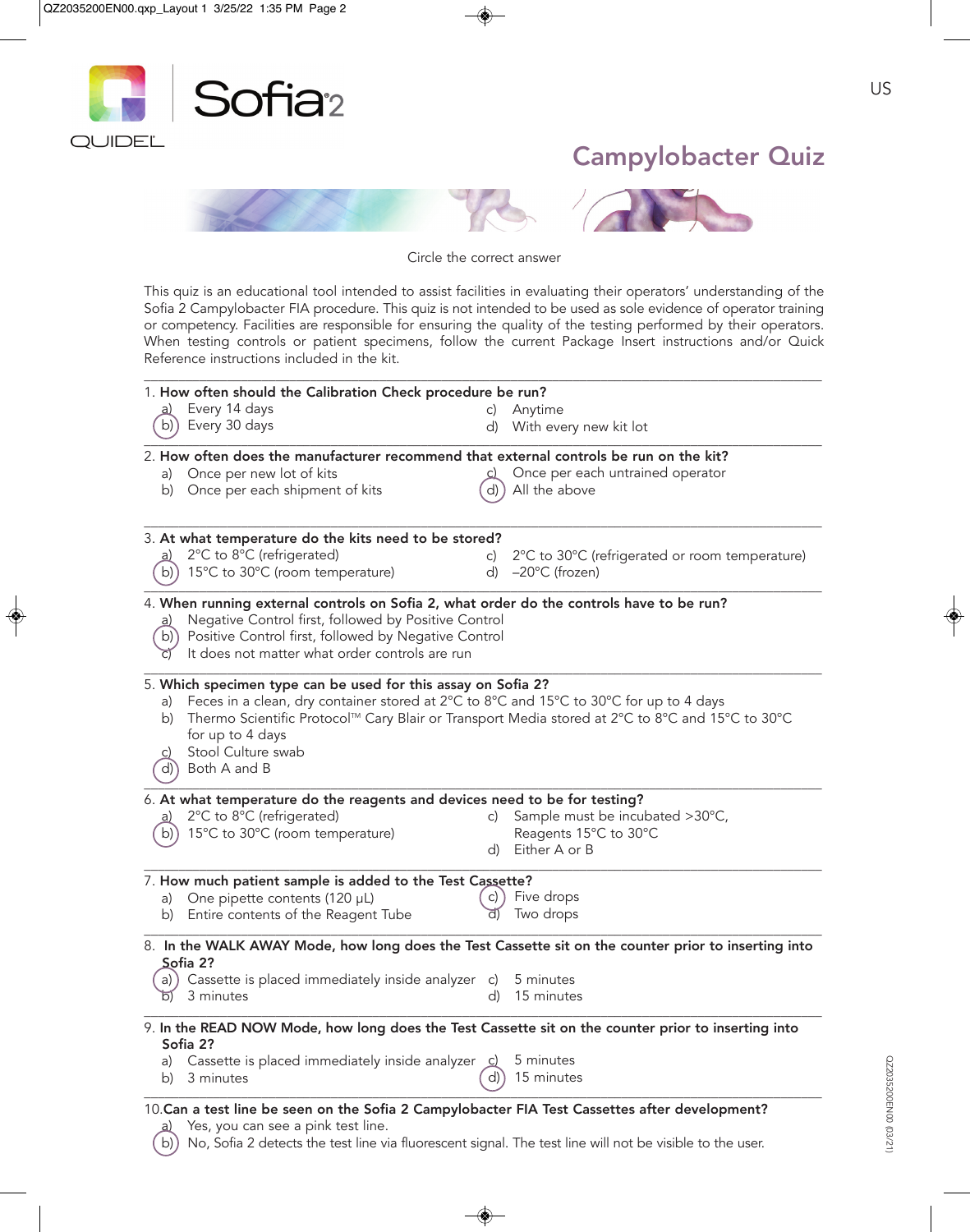Sofia 2

QUIDEL

US

# Campylobacter Quiz

Circle the correct answer

This quiz is an educational tool intended to assist facilities in evaluating their operators' understanding of the Sofia 2 Campylobacter FIA procedure. This quiz is not intended to be used as sole evidence of operator training or competency. Facilities are responsible for ensuring the quality of the testing performed by their operators. When testing controls or patient specimens, follow the current Package Insert instructions and/or Quick Reference instructions included in the kit.

1. **How often should the Calibration Check procedure be run?**
   - a) Every 14 days
   - b) Every 30 days
   - c) Anytime
   - d) With every new kit lot

2. **How often does the manufacturer recommend that external controls be run on the kit?**
   - a) Once per new lot of kits
   - b) Once per each shipment of kits
   - c) Once per each untrained operator
   - d) All the above

3. **At what temperature do the kits need to be stored?**
   - a) 2°C to 8°C (refrigerated)
   - b) 15°C to 30°C (room temperature)
   - c) 2°C to 30°C (refrigerated or room temperature)
   - d) –20°C (frozen)

4. **When running external controls on Sofia 2, what order do the controls have to be run?**
   - a) Negative Control first, followed by Positive Control
   - b) Positive Control first, followed by Negative Control
   - c) It does not matter what order controls are run

5. **Which specimen type can be used for this assay on Sofia 2?**
   - a) Feces in a clean, dry container stored at 2°C to 8°C and 15°C to 30°C for up to 4 days
   - b) Thermo Scientific Protocol™ Cary Blair or Transport Media stored at 2°C to 8°C and 15°C to 30°C for up to 4 days
   - c) Stool Culture swab
   - d) Both A and B

6. **At what temperature do the reagents and devices need to be for testing?**
   - a) 2°C to 8°C (refrigerated)
   - b) 15°C to 30°C (room temperature)
   - c) Sample must be incubated >30°C, Reagents 15°C to 30°C
   - d) Either A or B

7. **How much patient sample is added to the Test Cassette?**
   - a) One pipette contents (120 µL)
   - b) Entire contents of the Reagent Tube
   - c) Five drops
   - d) Two drops

8. **In the WALK AWAY Mode, how long does the Test Cassette sit on the counter prior to inserting into Sofia 2?**
   - a) Cassette is placed immediately inside analyzer
   - b) 3 minutes
   - c) 5 minutes
   - d) 15 minutes

9. **In the READ NOW Mode, how long does the Test Cassette sit on the counter prior to inserting into Sofia 2?**
   - a) Cassette is placed immediately inside analyzer
   - b) 3 minutes
   - c) 5 minutes
   - d) 15 minutes

10. **Can a test line be seen on the Sofia 2 Campylobacter FIA Test Cassettes after development?**
    - a) Yes, you can see a pink test line.
    - b) No, Sofia 2 detects the test line via fluorescent signal. The test line will not be visible to the user.

QZ2035200EN00 (03/21)